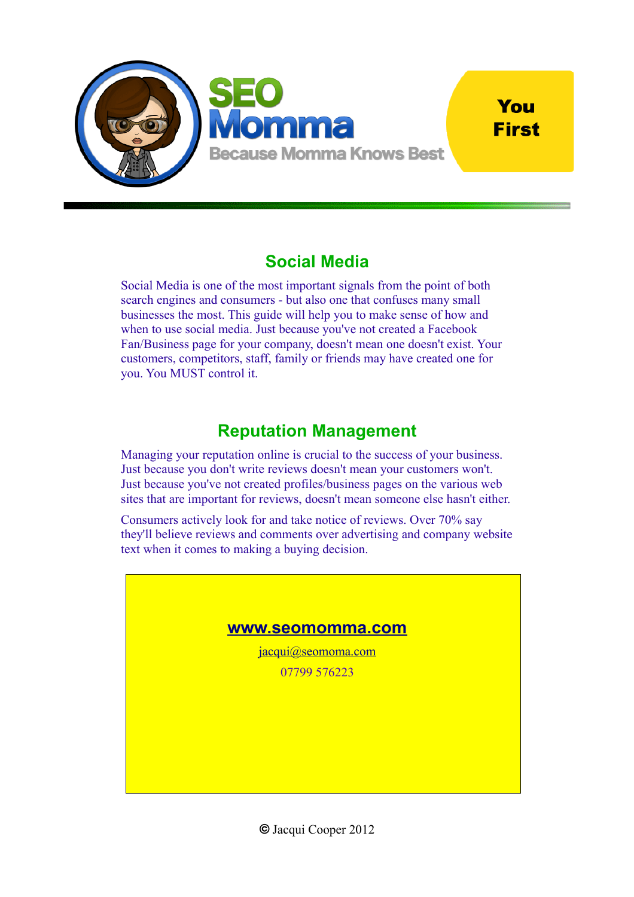SEO Momma

Because Momma Knows Best

You First

## Social Media

Social Media is one of the most important signals from the point of both search engines and consumers - but also one that confuses many small businesses the most. This guide will help you to make sense of how and when to use social media. Just because you've not created a Facebook Fan/Business page for your company, doesn't mean one doesn't exist. Your customers, competitors, staff, family or friends may have created one for you. You MUST control it.

## Reputation Management

Managing your reputation online is crucial to the success of your business. Just because you don't write reviews doesn't mean your customers won't. Just because you've not created profiles/business pages on the various web sites that are important for reviews, doesn't mean someone else hasn't either.

Consumers actively look for and take notice of reviews. Over 70% say they'll believe reviews and comments over advertising and company website text when it comes to making a buying decision.

**www.seomomma.com**

jacqui@seomoma.com

07799 576223

© Jacqui Cooper 2012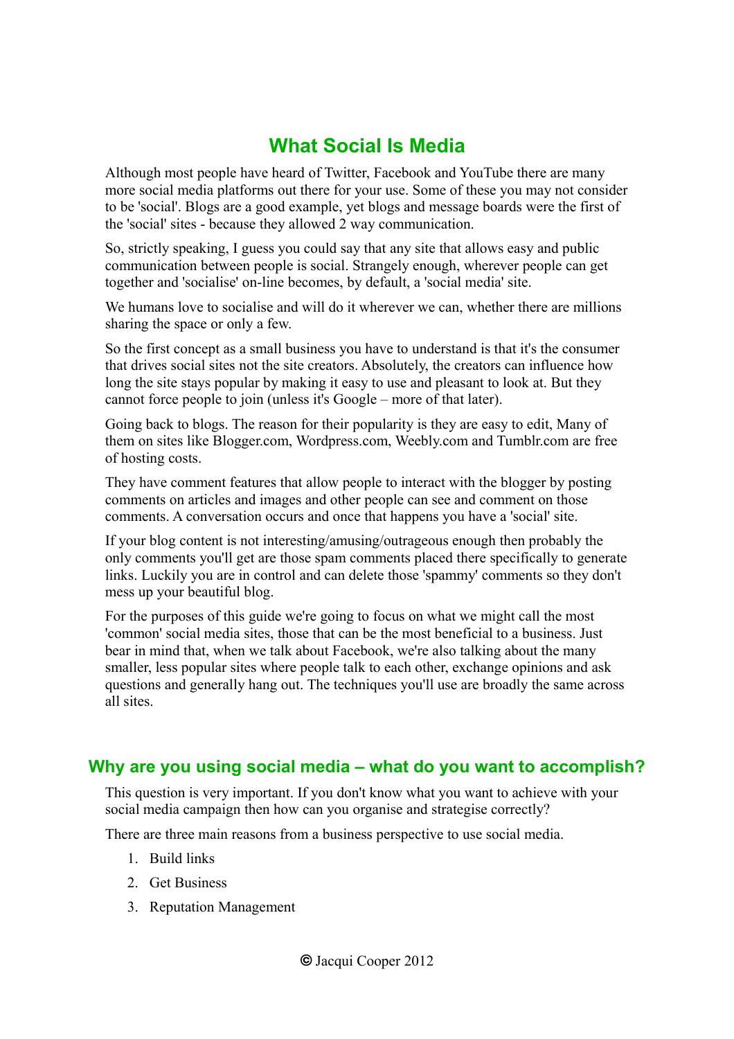## What Social Is Media

Although most people have heard of Twitter, Facebook and YouTube there are many more social media platforms out there for your use. Some of these you may not consider to be 'social'. Blogs are a good example, yet blogs and message boards were the first of the 'social' sites - because they allowed 2 way communication.

So, strictly speaking, I guess you could say that any site that allows easy and public communication between people is social. Strangely enough, wherever people can get together and 'socialise' on-line becomes, by default, a 'social media' site.

We humans love to socialise and will do it wherever we can, whether there are millions sharing the space or only a few.

So the first concept as a small business you have to understand is that it's the consumer that drives social sites not the site creators. Absolutely, the creators can influence how long the site stays popular by making it easy to use and pleasant to look at. But they cannot force people to join (unless it's Google – more of that later).

Going back to blogs. The reason for their popularity is they are easy to edit, Many of them on sites like Blogger.com, Wordpress.com, Weebly.com and Tumblr.com are free of hosting costs.

They have comment features that allow people to interact with the blogger by posting comments on articles and images and other people can see and comment on those comments. A conversation occurs and once that happens you have a 'social' site.

If your blog content is not interesting/amusing/outrageous enough then probably the only comments you'll get are those spam comments placed there specifically to generate links. Luckily you are in control and can delete those 'spammy' comments so they don't mess up your beautiful blog.

For the purposes of this guide we're going to focus on what we might call the most 'common' social media sites, those that can be the most beneficial to a business. Just bear in mind that, when we talk about Facebook, we're also talking about the many smaller, less popular sites where people talk to each other, exchange opinions and ask questions and generally hang out. The techniques you'll use are broadly the same across all sites.

### Why are you using social media – what do you want to accomplish?

This question is very important. If you don't know what you want to achieve with your social media campaign then how can you organise and strategise correctly?

There are three main reasons from a business perspective to use social media.

1. Build links
2. Get Business
3. Reputation Management

© Jacqui Cooper 2012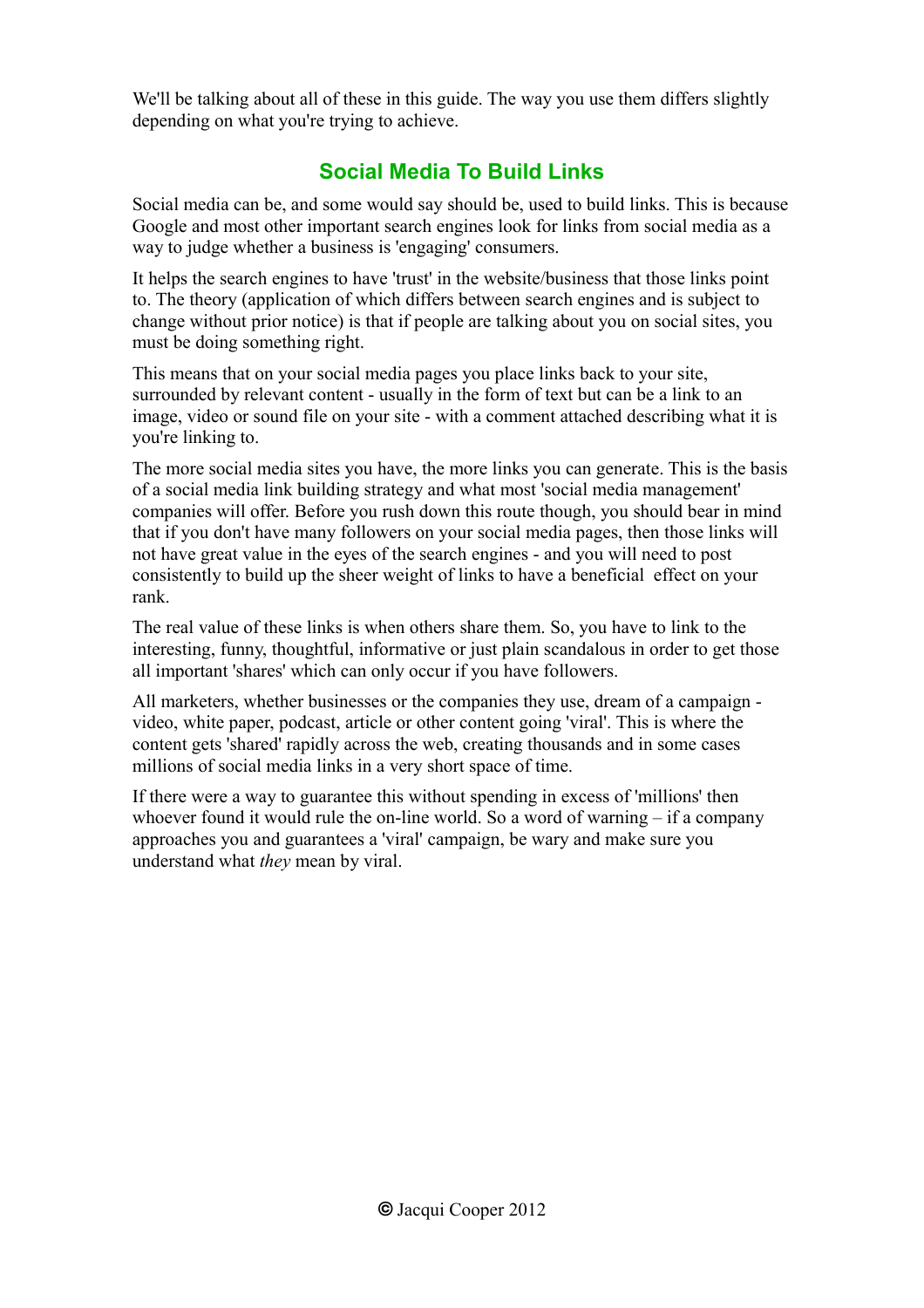We'll be talking about all of these in this guide. The way you use them differs slightly depending on what you're trying to achieve.

## Social Media To Build Links

Social media can be, and some would say should be, used to build links. This is because Google and most other important search engines look for links from social media as a way to judge whether a business is 'engaging' consumers.

It helps the search engines to have 'trust' in the website/business that those links point to. The theory (application of which differs between search engines and is subject to change without prior notice) is that if people are talking about you on social sites, you must be doing something right.

This means that on your social media pages you place links back to your site, surrounded by relevant content - usually in the form of text but can be a link to an image, video or sound file on your site - with a comment attached describing what it is you're linking to.

The more social media sites you have, the more links you can generate. This is the basis of a social media link building strategy and what most 'social media management' companies will offer. Before you rush down this route though, you should bear in mind that if you don't have many followers on your social media pages, then those links will not have great value in the eyes of the search engines - and you will need to post consistently to build up the sheer weight of links to have a beneficial effect on your rank.

The real value of these links is when others share them. So, you have to link to the interesting, funny, thoughtful, informative or just plain scandalous in order to get those all important 'shares' which can only occur if you have followers.

All marketers, whether businesses or the companies they use, dream of a campaign - video, white paper, podcast, article or other content going 'viral'. This is where the content gets 'shared' rapidly across the web, creating thousands and in some cases millions of social media links in a very short space of time.

If there were a way to guarantee this without spending in excess of 'millions' then whoever found it would rule the on-line world. So a word of warning – if a company approaches you and guarantees a 'viral' campaign, be wary and make sure you understand what *they* mean by viral.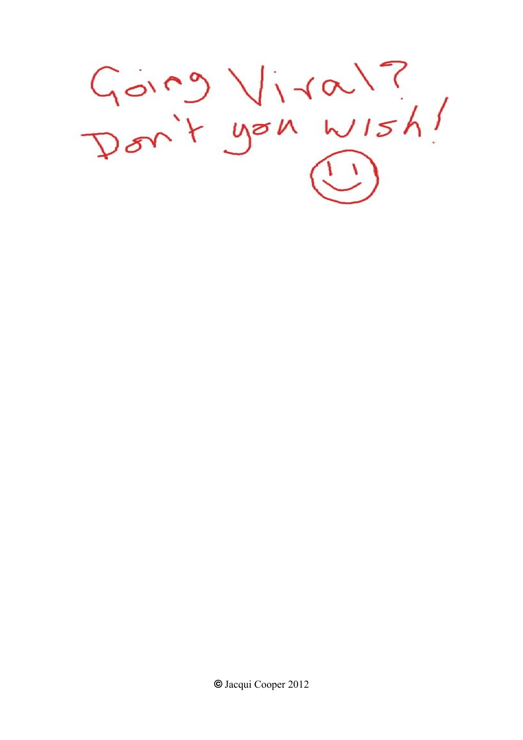Going Viral?
Don't you wish!

☺

© Jacqui Cooper 2012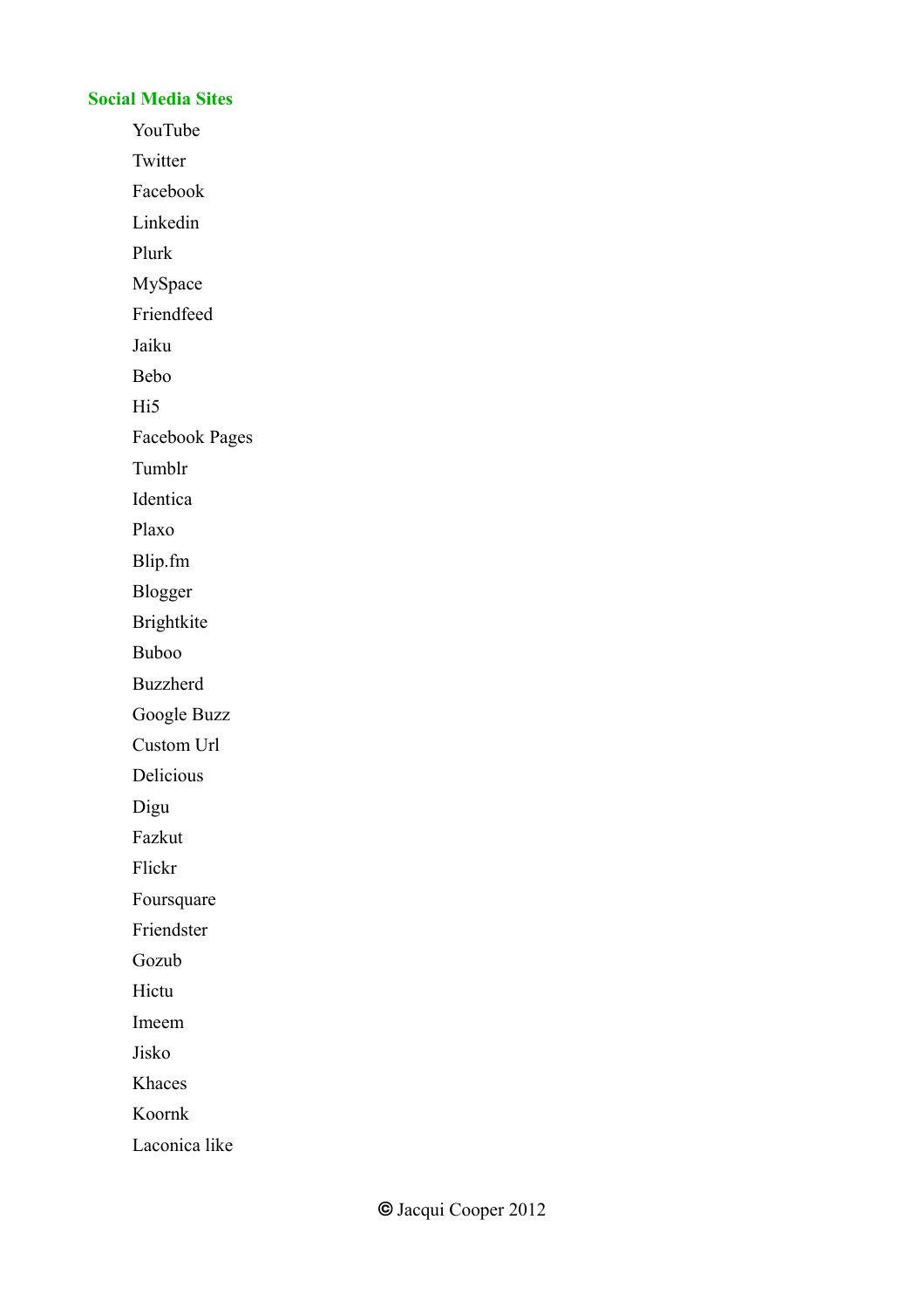## Social Media Sites

- YouTube
- Twitter
- Facebook
- Linkedin
- Plurk
- MySpace
- Friendfeed
- Jaiku
- Bebo
- Hi5
- Facebook Pages
- Tumblr
- Identica
- Plaxo
- Blip.fm
- Blogger
- Brightkite
- Buboo
- Buzzherd
- Google Buzz
- Custom Url
- Delicious
- Digu
- Fazkut
- Flickr
- Foursquare
- Friendster
- Gozub
- Hictu
- Imeem
- Jisko
- Khaces
- Koornk
- Laconica like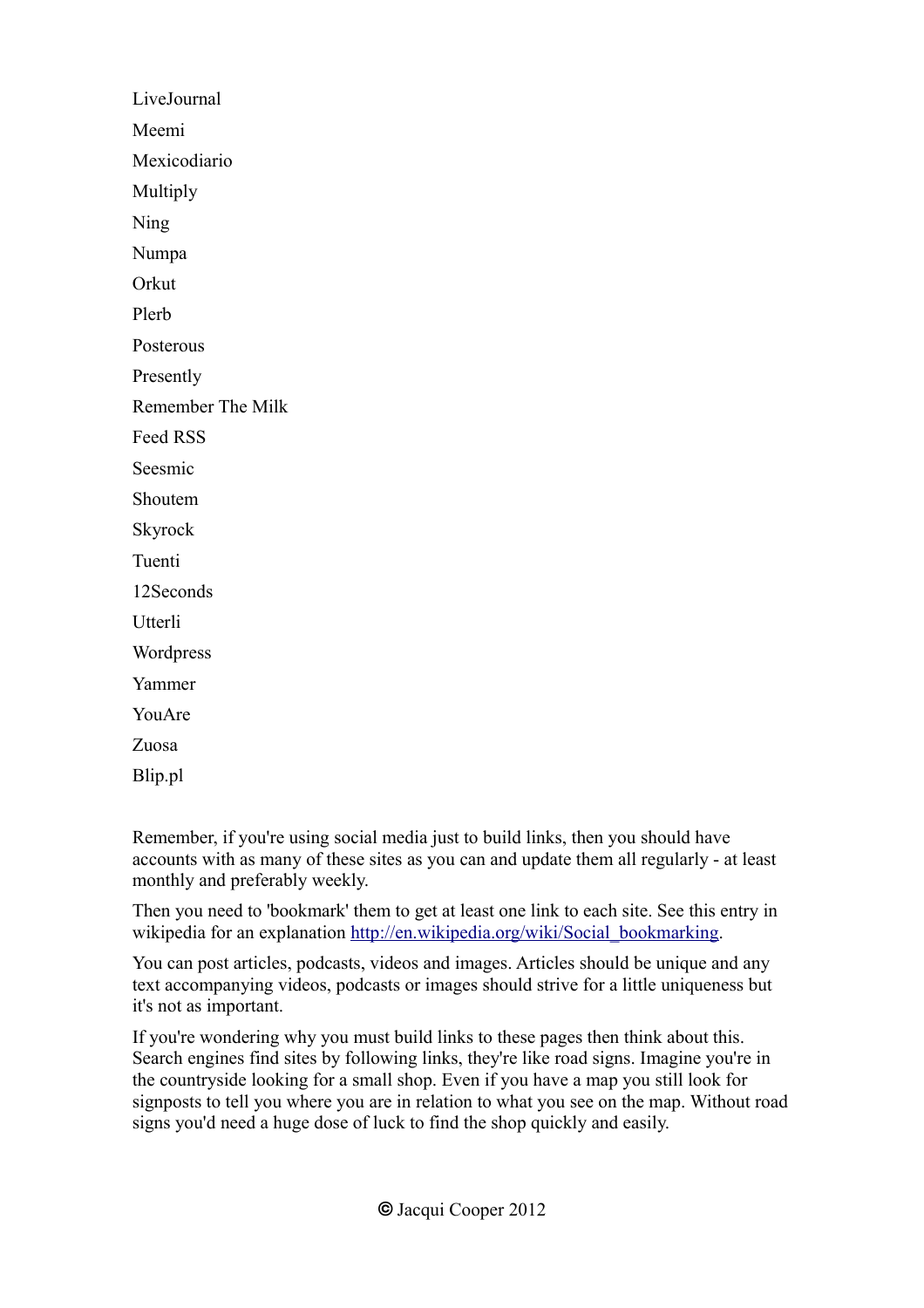LiveJournal

Meemi

Mexicodiario

Multiply

Ning

Numpa

Orkut

Plerb

Posterous

Presently

Remember The Milk

Feed RSS

Seesmic

Shoutem

Skyrock

Tuenti

12Seconds

Utterli

Wordpress

Yammer

YouAre

Zuosa

Blip.pl

Remember, if you're using social media just to build links, then you should have accounts with as many of these sites as you can and update them all regularly - at least monthly and preferably weekly.

Then you need to 'bookmark' them to get at least one link to each site. See this entry in wikipedia for an explanation [http://en.wikipedia.org/wiki/Social_bookmarking](http://en.wikipedia.org/wiki/Social_bookmarking).

You can post articles, podcasts, videos and images. Articles should be unique and any text accompanying videos, podcasts or images should strive for a little uniqueness but it's not as important.

If you're wondering why you must build links to these pages then think about this. Search engines find sites by following links, they're like road signs. Imagine you're in the countryside looking for a small shop. Even if you have a map you still look for signposts to tell you where you are in relation to what you see on the map. Without road signs you'd need a huge dose of luck to find the shop quickly and easily.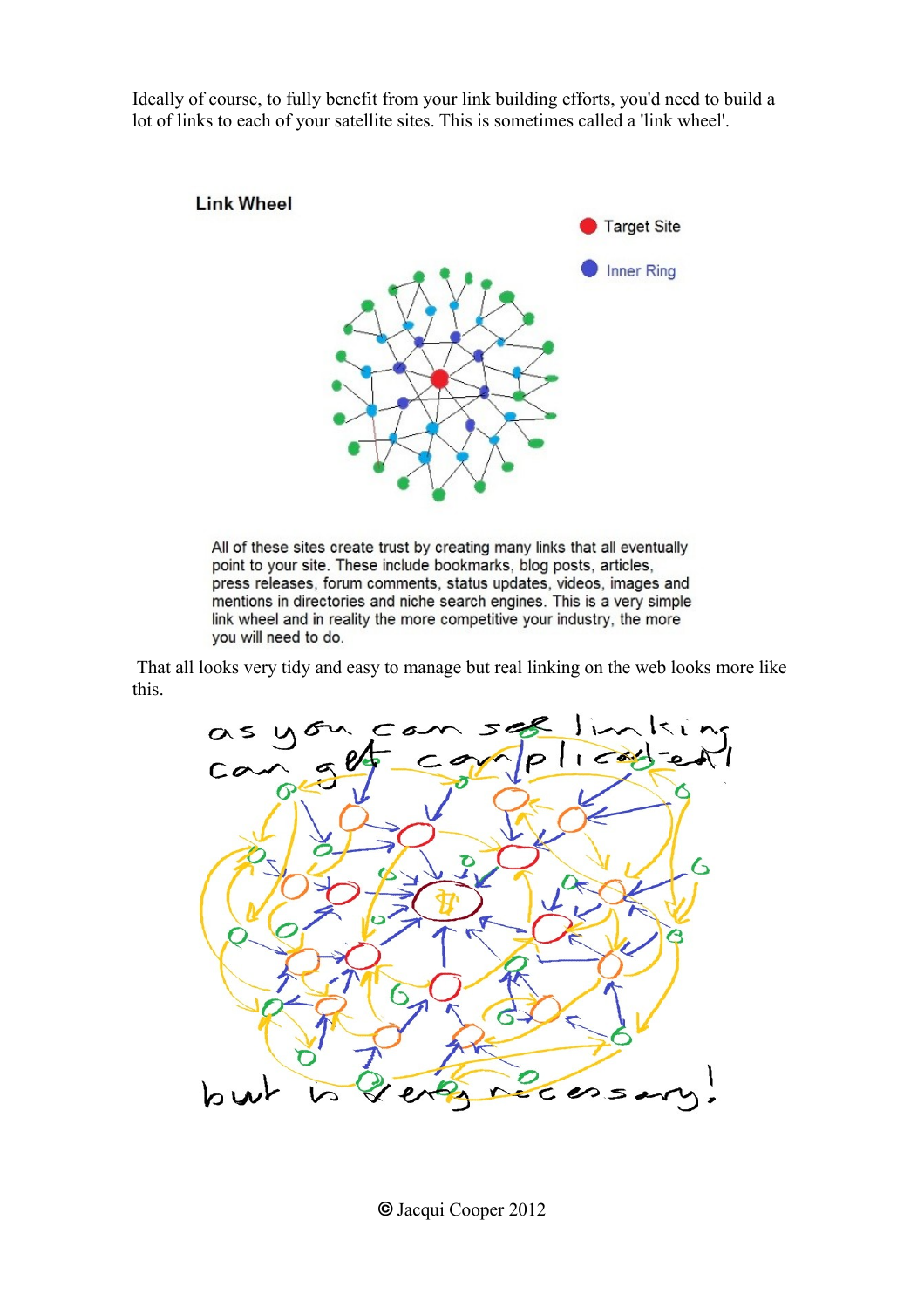Ideally of course, to fully benefit from your link building efforts, you'd need to build a lot of links to each of your satellite sites. This is sometimes called a 'link wheel'.

That all looks very tidy and easy to manage but real linking on the web looks more like this.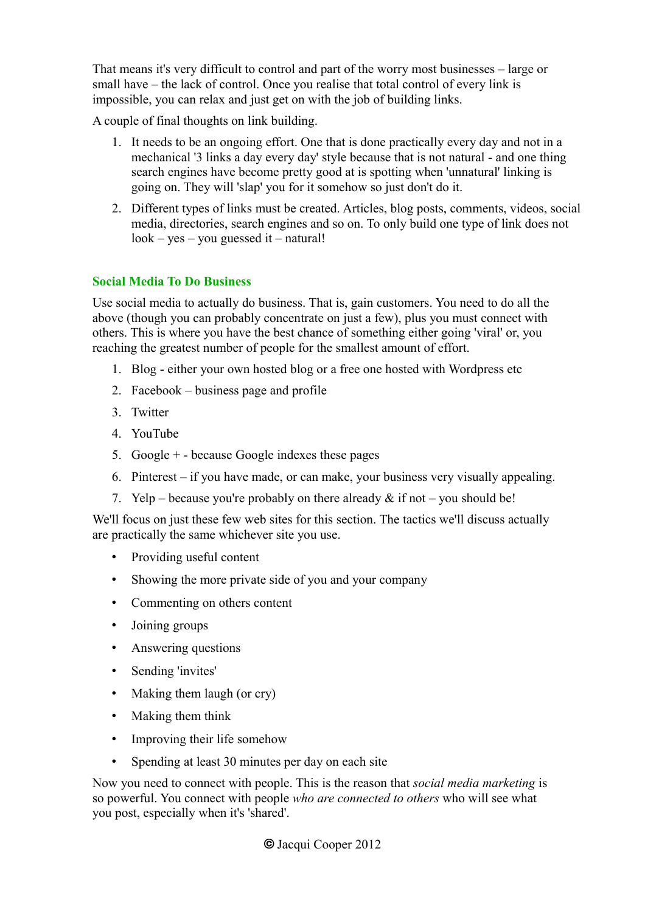That means it's very difficult to control and part of the worry most businesses – large or small have – the lack of control. Once you realise that total control of every link is impossible, you can relax and just get on with the job of building links.

A couple of final thoughts on link building.

1. It needs to be an ongoing effort. One that is done practically every day and not in a mechanical '3 links a day every day' style because that is not natural - and one thing search engines have become pretty good at is spotting when 'unnatural' linking is going on. They will 'slap' you for it somehow so just don't do it.
2. Different types of links must be created. Articles, blog posts, comments, videos, social media, directories, search engines and so on. To only build one type of link does not look – yes – you guessed it – natural!

### Social Media To Do Business

Use social media to actually do business. That is, gain customers. You need to do all the above (though you can probably concentrate on just a few), plus you must connect with others. This is where you have the best chance of something either going 'viral' or, you reaching the greatest number of people for the smallest amount of effort.

1. Blog - either your own hosted blog or a free one hosted with Wordpress etc
2. Facebook – business page and profile
3. Twitter
4. YouTube
5. Google + - because Google indexes these pages
6. Pinterest – if you have made, or can make, your business very visually appealing.
7. Yelp – because you're probably on there already & if not – you should be!

We'll focus on just these few web sites for this section. The tactics we'll discuss actually are practically the same whichever site you use.

- Providing useful content
- Showing the more private side of you and your company
- Commenting on others content
- Joining groups
- Answering questions
- Sending 'invites'
- Making them laugh (or cry)
- Making them think
- Improving their life somehow
- Spending at least 30 minutes per day on each site

Now you need to connect with people. This is the reason that *social media marketing* is so powerful. You connect with people *who are connected to others* who will see what you post, especially when it's 'shared'.

© Jacqui Cooper 2012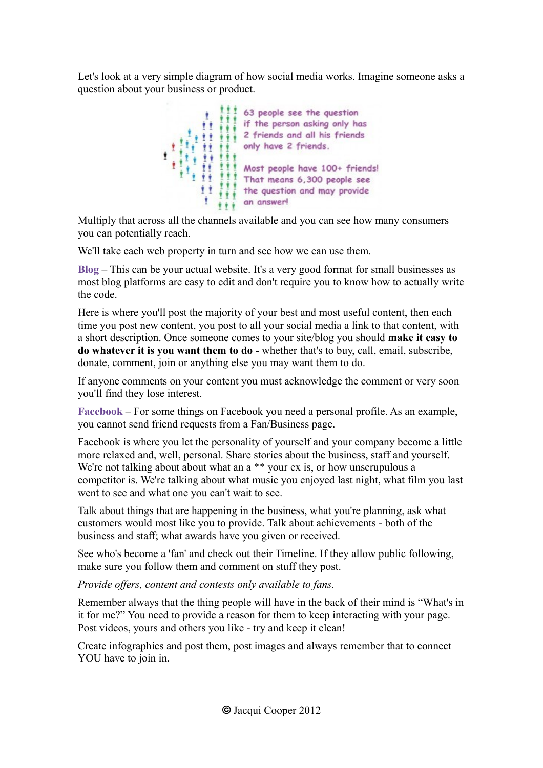Let's look at a very simple diagram of how social media works. Imagine someone asks a question about your business or product.

63 people see the question if the person asking only has 2 friends and all his friends only have 2 friends.

Most people have 100+ friends! That means 6,300 people see the question and may provide an answer!

Multiply that across all the channels available and you can see how many consumers you can potentially reach.

We'll take each web property in turn and see how we can use them.

**Blog** – This can be your actual website. It's a very good format for small businesses as most blog platforms are easy to edit and don't require you to know how to actually write the code.

Here is where you'll post the majority of your best and most useful content, then each time you post new content, you post to all your social media a link to that content, with a short description. Once someone comes to your site/blog you should **make it easy to do whatever it is you want them to do -** whether that's to buy, call, email, subscribe, donate, comment, join or anything else you may want them to do.

If anyone comments on your content you must acknowledge the comment or very soon you'll find they lose interest.

**Facebook** – For some things on Facebook you need a personal profile. As an example, you cannot send friend requests from a Fan/Business page.

Facebook is where you let the personality of yourself and your company become a little more relaxed and, well, personal. Share stories about the business, staff and yourself. We're not talking about about what an a ** your ex is, or how unscrupulous a competitor is. We're talking about what music you enjoyed last night, what film you last went to see and what one you can't wait to see.

Talk about things that are happening in the business, what you're planning, ask what customers would most like you to provide. Talk about achievements - both of the business and staff; what awards have you given or received.

See who's become a 'fan' and check out their Timeline. If they allow public following, make sure you follow them and comment on stuff they post.

*Provide offers, content and contests only available to fans.*

Remember always that the thing people will have in the back of their mind is "What's in it for me?" You need to provide a reason for them to keep interacting with your page. Post videos, yours and others you like - try and keep it clean!

Create infographics and post them, post images and always remember that to connect YOU have to join in.

© Jacqui Cooper 2012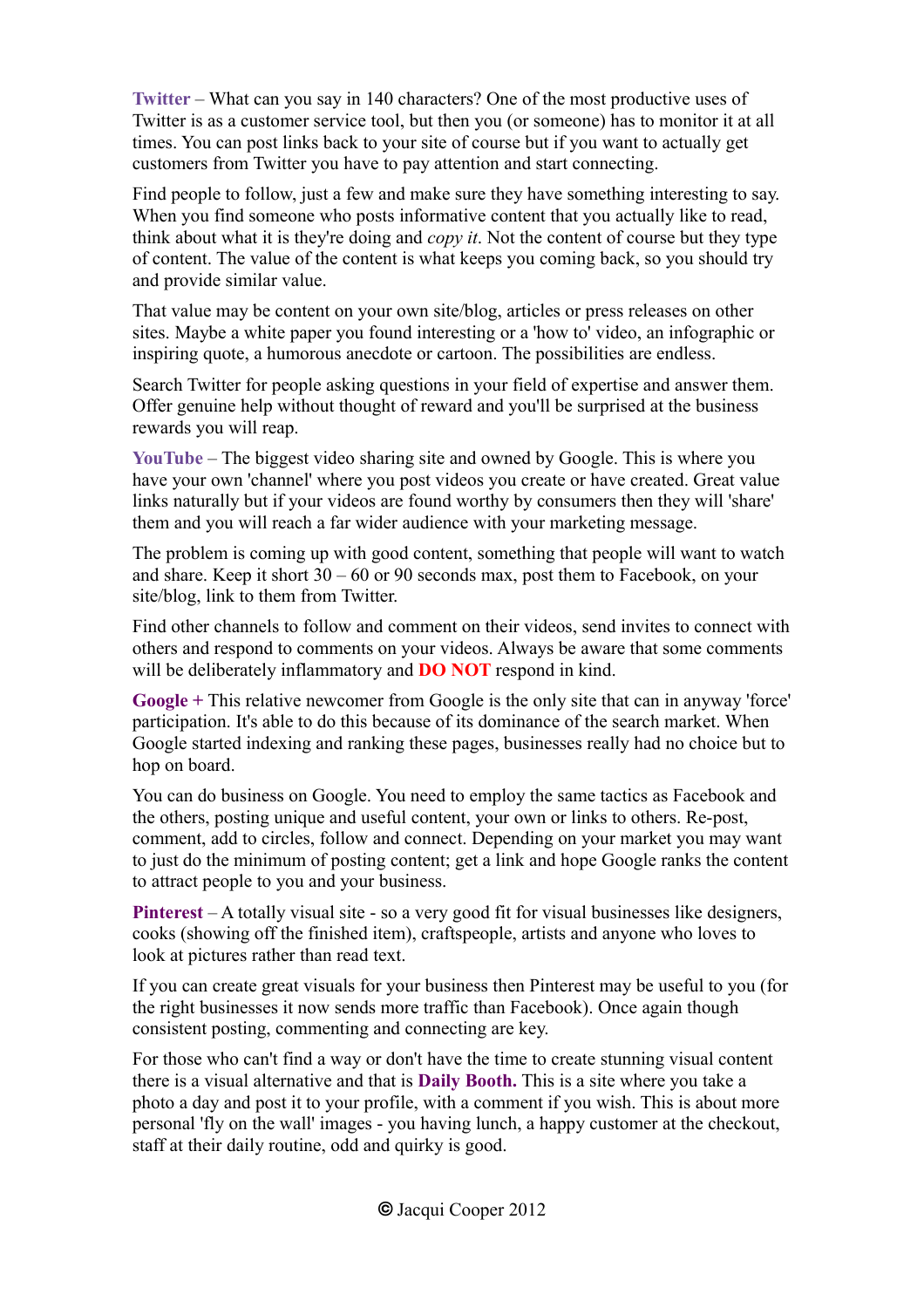**Twitter** – What can you say in 140 characters? One of the most productive uses of Twitter is as a customer service tool, but then you (or someone) has to monitor it at all times. You can post links back to your site of course but if you want to actually get customers from Twitter you have to pay attention and start connecting.

Find people to follow, just a few and make sure they have something interesting to say. When you find someone who posts informative content that you actually like to read, think about what it is they're doing and *copy it*. Not the content of course but they type of content. The value of the content is what keeps you coming back, so you should try and provide similar value.

That value may be content on your own site/blog, articles or press releases on other sites. Maybe a white paper you found interesting or a 'how to' video, an infographic or inspiring quote, a humorous anecdote or cartoon. The possibilities are endless.

Search Twitter for people asking questions in your field of expertise and answer them. Offer genuine help without thought of reward and you'll be surprised at the business rewards you will reap.

**YouTube** – The biggest video sharing site and owned by Google. This is where you have your own 'channel' where you post videos you create or have created. Great value links naturally but if your videos are found worthy by consumers then they will 'share' them and you will reach a far wider audience with your marketing message.

The problem is coming up with good content, something that people will want to watch and share. Keep it short 30 – 60 or 90 seconds max, post them to Facebook, on your site/blog, link to them from Twitter.

Find other channels to follow and comment on their videos, send invites to connect with others and respond to comments on your videos. Always be aware that some comments will be deliberately inflammatory and **DO NOT** respond in kind.

**Google +** This relative newcomer from Google is the only site that can in anyway 'force' participation. It's able to do this because of its dominance of the search market. When Google started indexing and ranking these pages, businesses really had no choice but to hop on board.

You can do business on Google. You need to employ the same tactics as Facebook and the others, posting unique and useful content, your own or links to others. Re-post, comment, add to circles, follow and connect. Depending on your market you may want to just do the minimum of posting content; get a link and hope Google ranks the content to attract people to you and your business.

**Pinterest** – A totally visual site - so a very good fit for visual businesses like designers, cooks (showing off the finished item), craftspeople, artists and anyone who loves to look at pictures rather than read text.

If you can create great visuals for your business then Pinterest may be useful to you (for the right businesses it now sends more traffic than Facebook). Once again though consistent posting, commenting and connecting are key.

For those who can't find a way or don't have the time to create stunning visual content there is a visual alternative and that is **Daily Booth.** This is a site where you take a photo a day and post it to your profile, with a comment if you wish. This is about more personal 'fly on the wall' images - you having lunch, a happy customer at the checkout, staff at their daily routine, odd and quirky is good.

© Jacqui Cooper 2012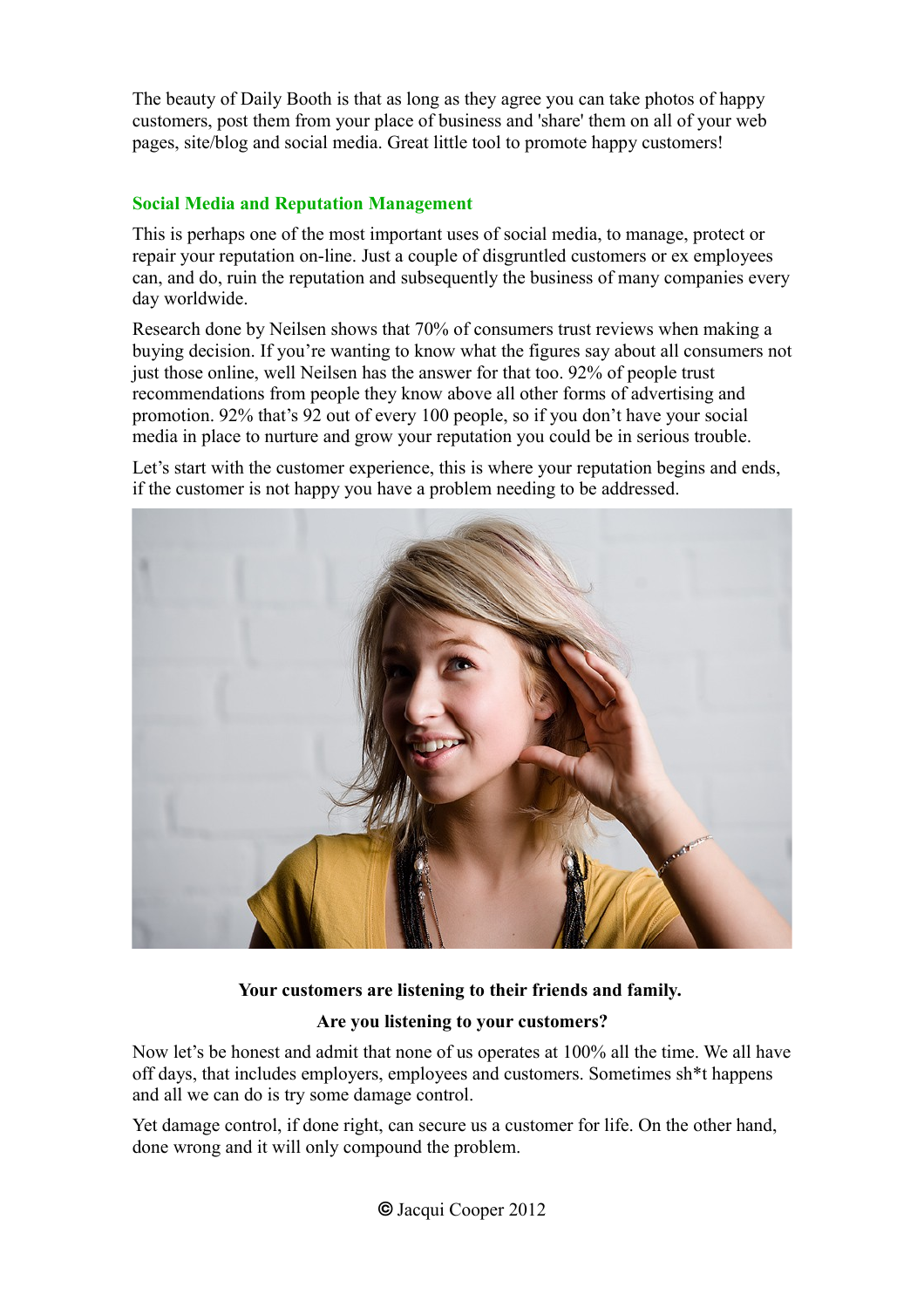The beauty of Daily Booth is that as long as they agree you can take photos of happy customers, post them from your place of business and 'share' them on all of your web pages, site/blog and social media. Great little tool to promote happy customers!

### Social Media and Reputation Management

This is perhaps one of the most important uses of social media, to manage, protect or repair your reputation on-line. Just a couple of disgruntled customers or ex employees can, and do, ruin the reputation and subsequently the business of many companies every day worldwide.

Research done by Neilsen shows that 70% of consumers trust reviews when making a buying decision. If you're wanting to know what the figures say about all consumers not just those online, well Neilsen has the answer for that too. 92% of people trust recommendations from people they know above all other forms of advertising and promotion. 92% that's 92 out of every 100 people, so if you don't have your social media in place to nurture and grow your reputation you could be in serious trouble.

Let's start with the customer experience, this is where your reputation begins and ends, if the customer is not happy you have a problem needing to be addressed.

**Your customers are listening to their friends and family.**

**Are you listening to your customers?**

Now let's be honest and admit that none of us operates at 100% all the time. We all have off days, that includes employers, employees and customers. Sometimes sh*t happens and all we can do is try some damage control.

Yet damage control, if done right, can secure us a customer for life. On the other hand, done wrong and it will only compound the problem.

© Jacqui Cooper 2012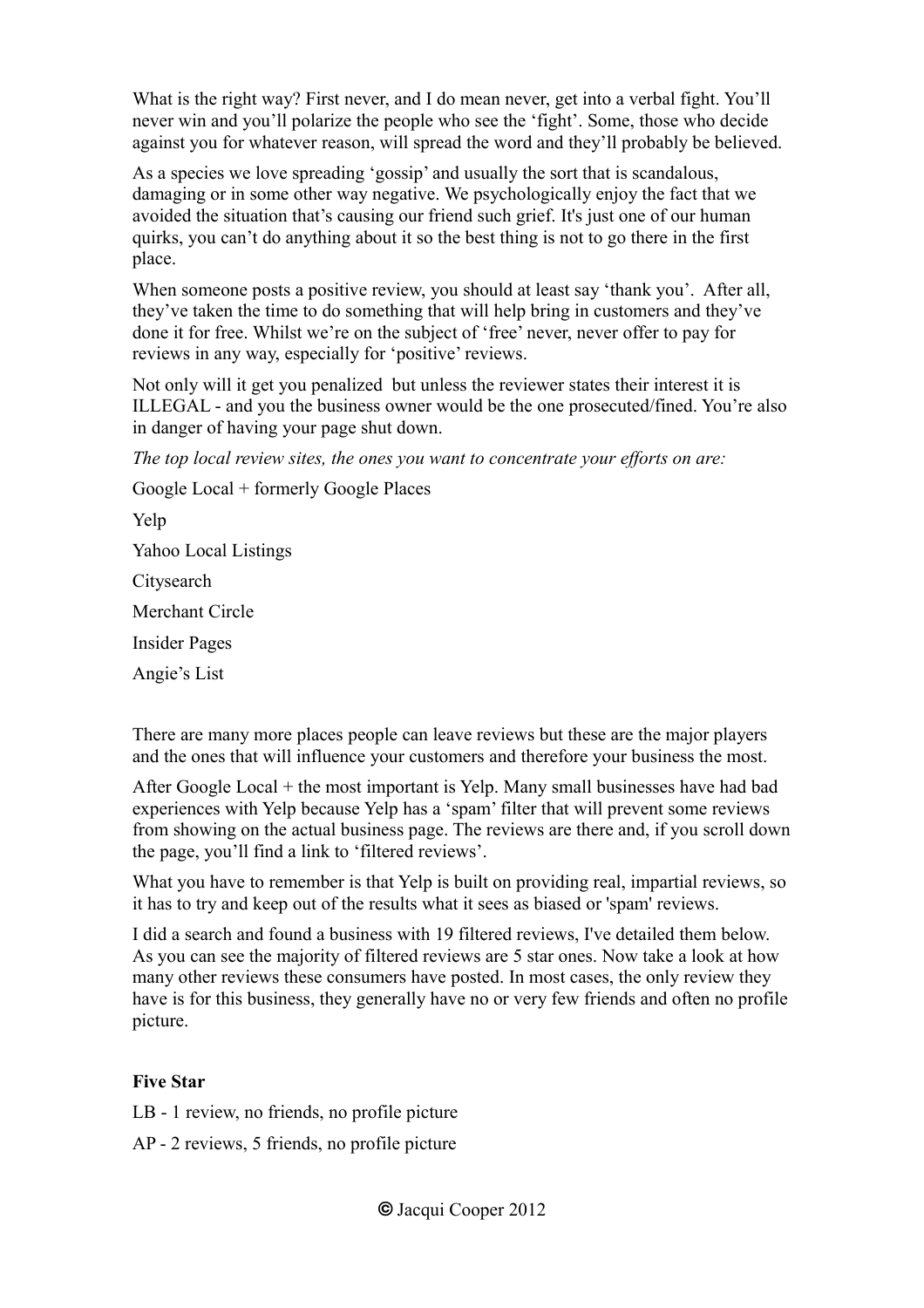What is the right way? First never, and I do mean never, get into a verbal fight. You'll never win and you'll polarize the people who see the 'fight'. Some, those who decide against you for whatever reason, will spread the word and they'll probably be believed.

As a species we love spreading 'gossip' and usually the sort that is scandalous, damaging or in some other way negative. We psychologically enjoy the fact that we avoided the situation that's causing our friend such grief. It's just one of our human quirks, you can't do anything about it so the best thing is not to go there in the first place.

When someone posts a positive review, you should at least say 'thank you'. After all, they've taken the time to do something that will help bring in customers and they've done it for free. Whilst we're on the subject of 'free' never, never offer to pay for reviews in any way, especially for 'positive' reviews.

Not only will it get you penalized but unless the reviewer states their interest it is ILLEGAL - and you the business owner would be the one prosecuted/fined. You're also in danger of having your page shut down.

*The top local review sites, the ones you want to concentrate your efforts on are:*

Google Local + formerly Google Places

Yelp

Yahoo Local Listings

Citysearch

Merchant Circle

Insider Pages

Angie's List

There are many more places people can leave reviews but these are the major players and the ones that will influence your customers and therefore your business the most.

After Google Local + the most important is Yelp. Many small businesses have had bad experiences with Yelp because Yelp has a 'spam' filter that will prevent some reviews from showing on the actual business page. The reviews are there and, if you scroll down the page, you'll find a link to 'filtered reviews'.

What you have to remember is that Yelp is built on providing real, impartial reviews, so it has to try and keep out of the results what it sees as biased or 'spam' reviews.

I did a search and found a business with 19 filtered reviews, I've detailed them below. As you can see the majority of filtered reviews are 5 star ones. Now take a look at how many other reviews these consumers have posted. In most cases, the only review they have is for this business, they generally have no or very few friends and often no profile picture.

**Five Star**

LB - 1 review, no friends, no profile picture

AP - 2 reviews, 5 friends, no profile picture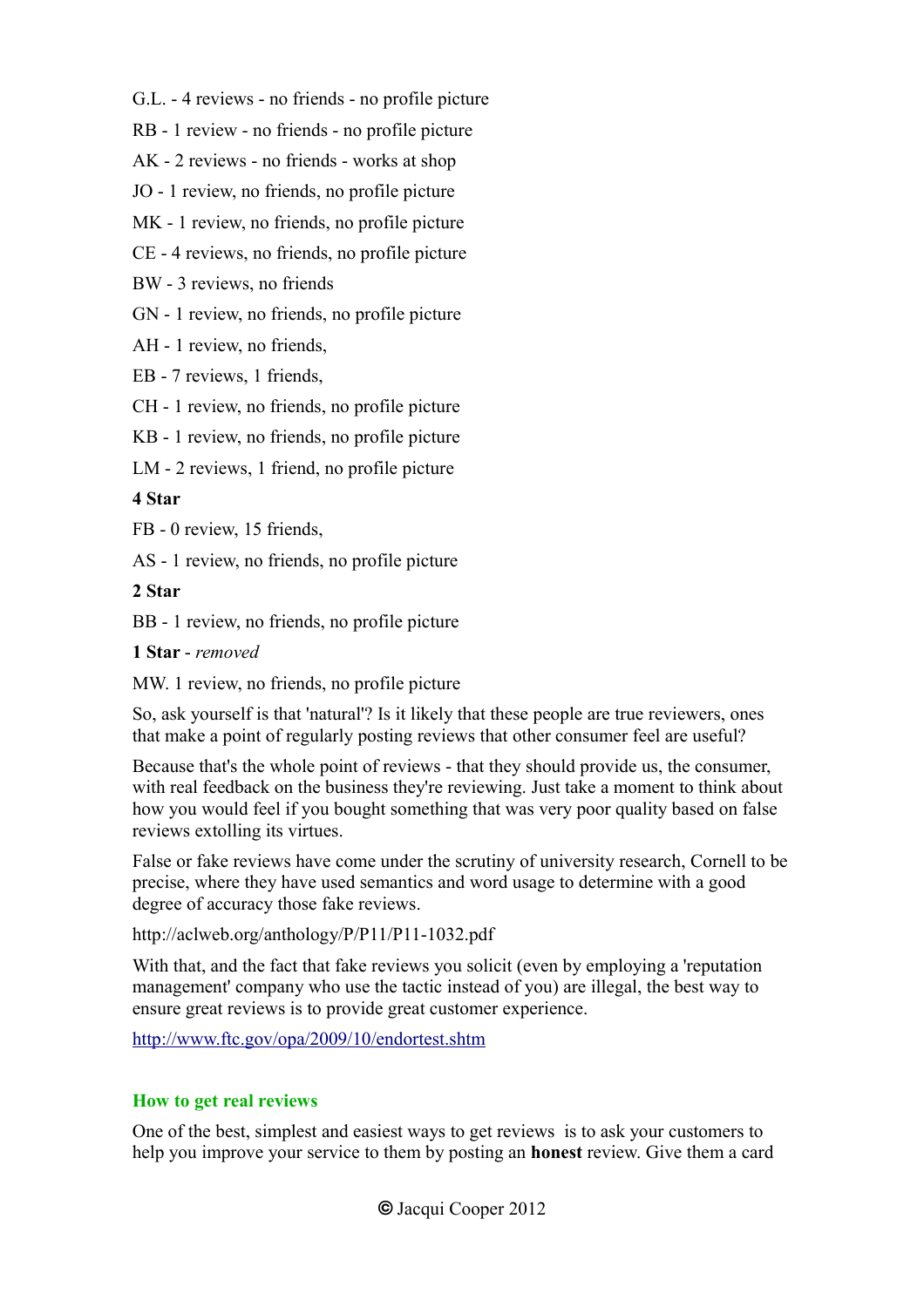G.L. - 4 reviews - no friends - no profile picture

RB - 1 review - no friends - no profile picture

AK - 2 reviews - no friends - works at shop

JO - 1 review, no friends, no profile picture

MK - 1 review, no friends, no profile picture

CE - 4 reviews, no friends, no profile picture

BW - 3 reviews, no friends

GN - 1 review, no friends, no profile picture

AH - 1 review, no friends,

EB - 7 reviews, 1 friends,

CH - 1 review, no friends, no profile picture

KB - 1 review, no friends, no profile picture

LM - 2 reviews, 1 friend, no profile picture

**4 Star**

FB - 0 review, 15 friends,

AS - 1 review, no friends, no profile picture

**2 Star**

BB - 1 review, no friends, no profile picture

**1 Star** - *removed*

MW. 1 review, no friends, no profile picture

So, ask yourself is that 'natural'? Is it likely that these people are true reviewers, ones that make a point of regularly posting reviews that other consumer feel are useful?

Because that's the whole point of reviews - that they should provide us, the consumer, with real feedback on the business they're reviewing. Just take a moment to think about how you would feel if you bought something that was very poor quality based on false reviews extolling its virtues.

False or fake reviews have come under the scrutiny of university research, Cornell to be precise, where they have used semantics and word usage to determine with a good degree of accuracy those fake reviews.

http://aclweb.org/anthology/P/P11/P11-1032.pdf

With that, and the fact that fake reviews you solicit (even by employing a 'reputation management' company who use the tactic instead of you) are illegal, the best way to ensure great reviews is to provide great customer experience.

http://www.ftc.gov/opa/2009/10/endortest.shtm

## How to get real reviews

One of the best, simplest and easiest ways to get reviews is to ask your customers to help you improve your service to them by posting an **honest** review. Give them a card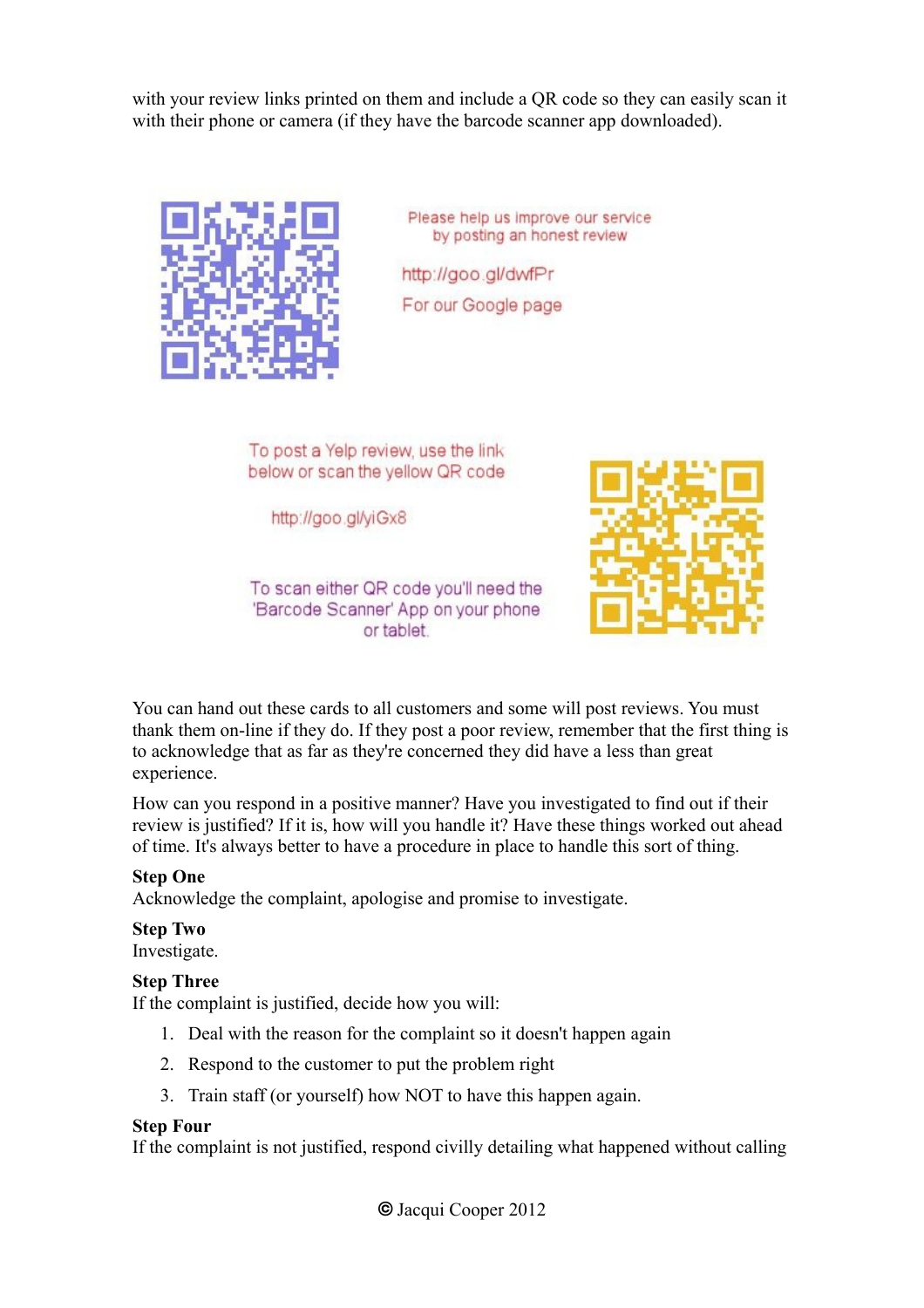with your review links printed on them and include a QR code so they can easily scan it with their phone or camera (if they have the barcode scanner app downloaded).

Please help us improve our service by posting an honest review

http://goo.gl/dwfPr

For our Google page

To post a Yelp review, use the link below or scan the yellow QR code

http://goo.gl/yiGx8

To scan either QR code you'll need the 'Barcode Scanner' App on your phone or tablet.

You can hand out these cards to all customers and some will post reviews. You must thank them on-line if they do. If they post a poor review, remember that the first thing is to acknowledge that as far as they're concerned they did have a less than great experience.

How can you respond in a positive manner? Have you investigated to find out if their review is justified? If it is, how will you handle it? Have these things worked out ahead of time. It's always better to have a procedure in place to handle this sort of thing.

**Step One**
Acknowledge the complaint, apologise and promise to investigate.

**Step Two**
Investigate.

**Step Three**
If the complaint is justified, decide how you will:

1. Deal with the reason for the complaint so it doesn't happen again
2. Respond to the customer to put the problem right
3. Train staff (or yourself) how NOT to have this happen again.

**Step Four**
If the complaint is not justified, respond civilly detailing what happened without calling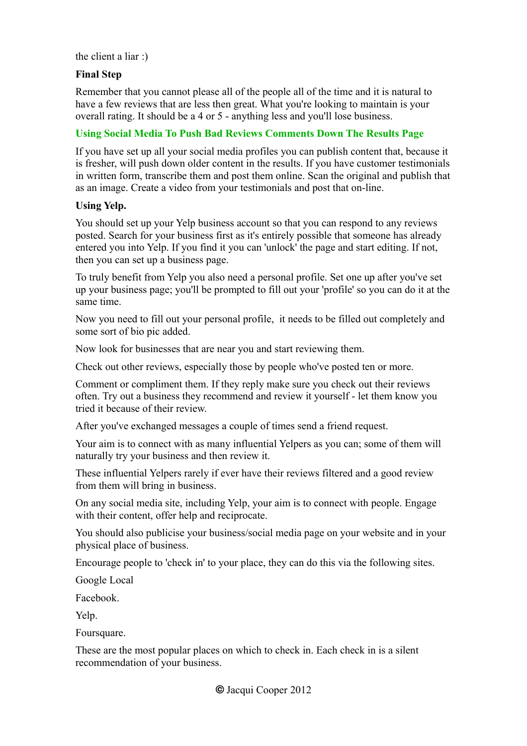the client a liar :)

**Final Step**

Remember that you cannot please all of the people all of the time and it is natural to have a few reviews that are less then great. What you're looking to maintain is your overall rating. It should be a 4 or 5 - anything less and you'll lose business.

## Using Social Media To Push Bad Reviews Comments Down The Results Page

If you have set up all your social media profiles you can publish content that, because it is fresher, will push down older content in the results. If you have customer testimonials in written form, transcribe them and post them online. Scan the original and publish that as an image. Create a video from your testimonials and post that on-line.

**Using Yelp.**

You should set up your Yelp business account so that you can respond to any reviews posted. Search for your business first as it's entirely possible that someone has already entered you into Yelp. If you find it you can 'unlock' the page and start editing. If not, then you can set up a business page.

To truly benefit from Yelp you also need a personal profile. Set one up after you've set up your business page; you'll be prompted to fill out your 'profile' so you can do it at the same time.

Now you need to fill out your personal profile, it needs to be filled out completely and some sort of bio pic added.

Now look for businesses that are near you and start reviewing them.

Check out other reviews, especially those by people who've posted ten or more.

Comment or compliment them. If they reply make sure you check out their reviews often. Try out a business they recommend and review it yourself - let them know you tried it because of their review.

After you've exchanged messages a couple of times send a friend request.

Your aim is to connect with as many influential Yelpers as you can; some of them will naturally try your business and then review it.

These influential Yelpers rarely if ever have their reviews filtered and a good review from them will bring in business.

On any social media site, including Yelp, your aim is to connect with people. Engage with their content, offer help and reciprocate.

You should also publicise your business/social media page on your website and in your physical place of business.

Encourage people to 'check in' to your place, they can do this via the following sites.

Google Local

Facebook.

Yelp.

Foursquare.

These are the most popular places on which to check in. Each check in is a silent recommendation of your business.

© Jacqui Cooper 2012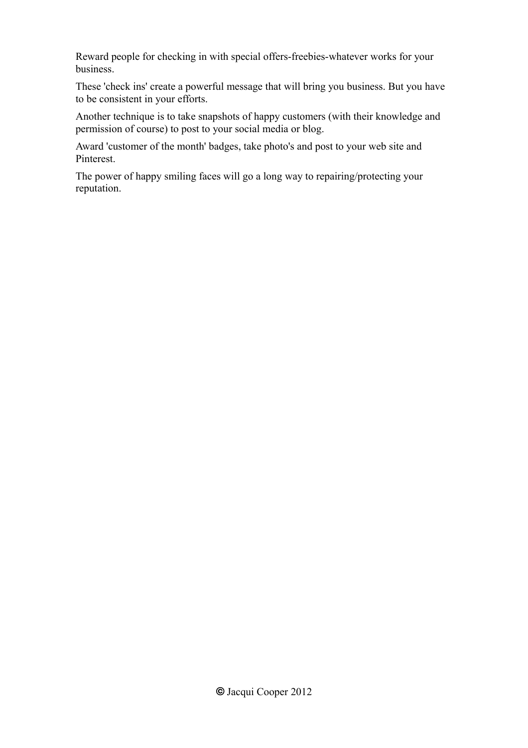Reward people for checking in with special offers-freebies-whatever works for your business.

These 'check ins' create a powerful message that will bring you business. But you have to be consistent in your efforts.

Another technique is to take snapshots of happy customers (with their knowledge and permission of course) to post to your social media or blog.

Award 'customer of the month' badges, take photo's and post to your web site and Pinterest.

The power of happy smiling faces will go a long way to repairing/protecting your reputation.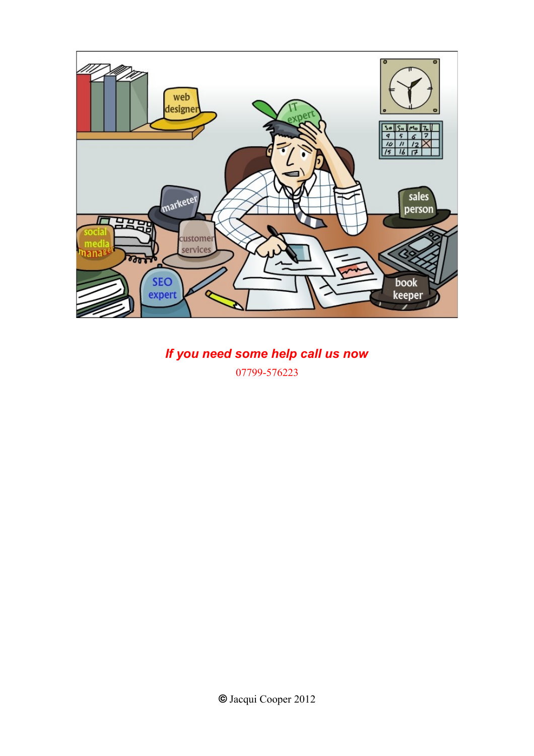*If you need some help call us now*

07799-576223

© Jacqui Cooper 2012